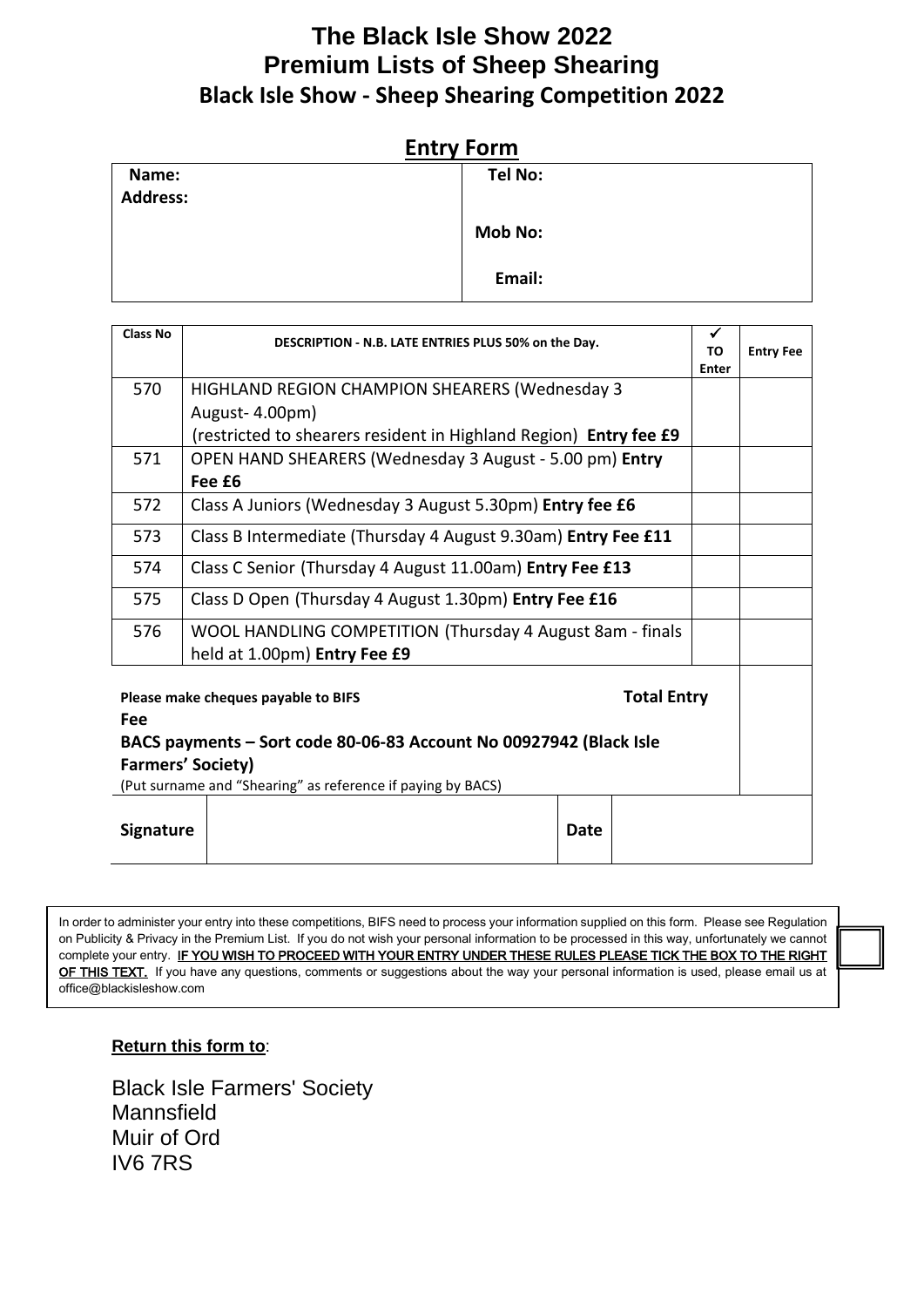# The Black Isle Show 2022
# Premium Lists of Sheep Shearing
## Black Isle Show - Sheep Shearing Competition 2022

## Entry Form

| **Name:** | **Tel No:** |
|---|---|
| **Address:** | **Mob No:** |
| | **Email:** |

| Class No | DESCRIPTION - N.B. LATE ENTRIES PLUS 50% on the Day. | ✓ TO Enter | Entry Fee |
|---|---|---|---|
| 570 | HIGHLAND REGION CHAMPION SHEARERS (Wednesday 3 August- 4.00pm) (restricted to shearers resident in Highland Region) **Entry fee £9** | | |
| 571 | OPEN HAND SHEARERS (Wednesday 3 August - 5.00 pm) **Entry Fee £6** | | |
| 572 | Class A Juniors (Wednesday 3 August 5.30pm) **Entry fee £6** | | |
| 573 | Class B Intermediate (Thursday 4 August 9.30am) **Entry Fee £11** | | |
| 574 | Class C Senior (Thursday 4 August 11.00am) **Entry Fee £13** | | |
| 575 | Class D Open (Thursday 4 August 1.30pm) **Entry Fee £16** | | |
| 576 | WOOL HANDLING COMPETITION (Thursday 4 August 8am - finals held at 1.00pm) **Entry Fee £9** | | |

**Please make cheques payable to BIFS** **Total Entry Fee**

**BACS payments – Sort code 80-06-83 Account No 00927942 (Black Isle Farmers' Society)**

(Put surname and "Shearing" as reference if paying by BACS)

| **Signature** | | **Date** | |
|---|---|---|---|

In order to administer your entry into these competitions, BIFS need to process your information supplied on this form. Please see Regulation on Publicity & Privacy in the Premium List. If you do not wish your personal information to be processed in this way, unfortunately we cannot complete your entry. **IF YOU WISH TO PROCEED WITH YOUR ENTRY UNDER THESE RULES PLEASE TICK THE BOX TO THE RIGHT OF THIS TEXT.** If you have any questions, comments or suggestions about the way your personal information is used, please email us at office@blackisleshow.com ☐

**Return this form to**:

Black Isle Farmers' Society
Mannsfield
Muir of Ord
IV6 7RS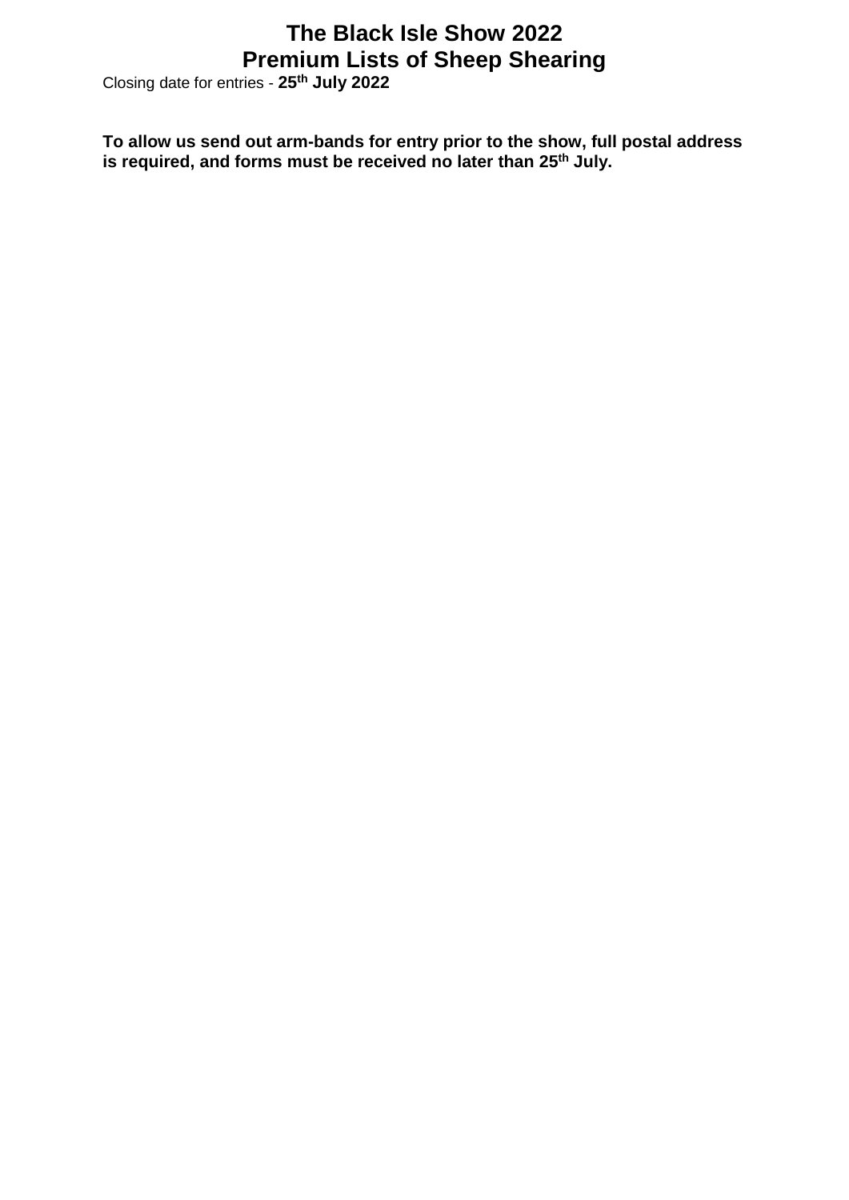# The Black Isle Show 2022
## Premium Lists of Sheep Shearing

Closing date for entries - **25th July 2022**

**To allow us send out arm-bands for entry prior to the show, full postal address is required, and forms must be received no later than 25th July.**